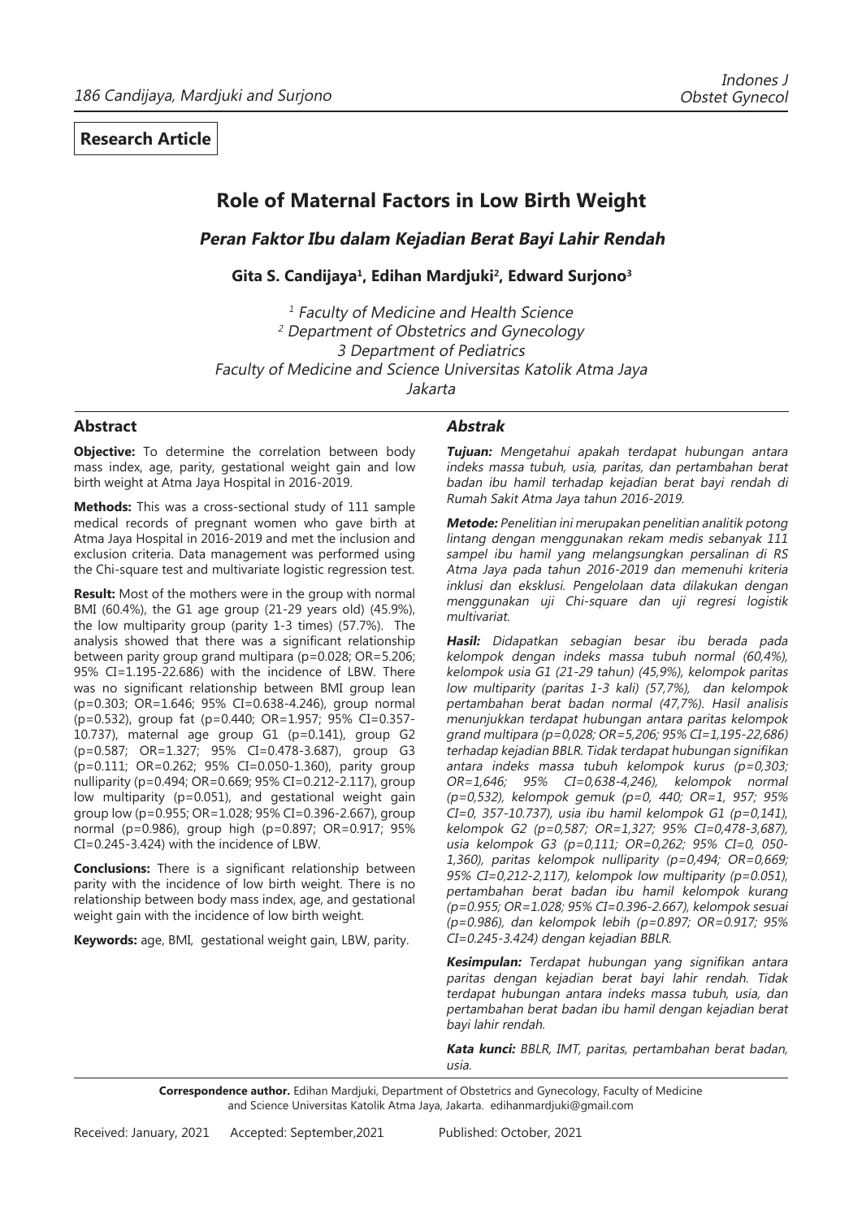**Research Article**

# Role of Maternal Factors in Low Birth Weight

## *Peran Faktor Ibu dalam Kejadian Berat Bayi Lahir Rendah*

**Gita S. Candijaya[1], Edihan Mardjuki[2], Edward Surjono[3]**

*[1] Faculty of Medicine and Health Science*
*[2] Department of Obstetrics and Gynecology*
*3 Department of Pediatrics*
*Faculty of Medicine and Science Universitas Katolik Atma Jaya*
*Jakarta*

## Abstract

**Objective:** To determine the correlation between body mass index, age, parity, gestational weight gain and low birth weight at Atma Jaya Hospital in 2016-2019.

**Methods:** This was a cross-sectional study of 111 sample medical records of pregnant women who gave birth at Atma Jaya Hospital in 2016-2019 and met the inclusion and exclusion criteria. Data management was performed using the Chi-square test and multivariate logistic regression test.

**Result:** Most of the mothers were in the group with normal BMI (60.4%), the G1 age group (21-29 years old) (45.9%), the low multiparity group (parity 1-3 times) (57.7%). The analysis showed that there was a significant relationship between parity group grand multipara (p=0.028; OR=5.206; 95% CI=1.195-22.686) with the incidence of LBW. There was no significant relationship between BMI group lean (p=0.303; OR=1.646; 95% CI=0.638-4.246), group normal (p=0.532), group fat (p=0.440; OR=1.957; 95% CI=0.357-10.737), maternal age group G1 (p=0.141), group G2 (p=0.587; OR=1.327; 95% CI=0.478-3.687), group G3 (p=0.111; OR=0.262; 95% CI=0.050-1.360), parity group nulliparity (p=0.494; OR=0.669; 95% CI=0.212-2.117), group low multiparity (p=0.051), and gestational weight gain group low (p=0.955; OR=1.028; 95% CI=0.396-2.667), group normal (p=0.986), group high (p=0.897; OR=0.917; 95% CI=0.245-3.424) with the incidence of LBW.

**Conclusions:** There is a significant relationship between parity with the incidence of low birth weight. There is no relationship between body mass index, age, and gestational weight gain with the incidence of low birth weight.

**Keywords:** age, BMI, gestational weight gain, LBW, parity.

## *Abstrak*

***Tujuan:*** *Mengetahui apakah terdapat hubungan antara indeks massa tubuh, usia, paritas, dan pertambahan berat badan ibu hamil terhadap kejadian berat bayi rendah di Rumah Sakit Atma Jaya tahun 2016-2019.*

***Metode:*** *Penelitian ini merupakan penelitian analitik potong lintang dengan menggunakan rekam medis sebanyak 111 sampel ibu hamil yang melangsungkan persalinan di RS Atma Jaya pada tahun 2016-2019 dan memenuhi kriteria inklusi dan eksklusi. Pengelolaan data dilakukan dengan menggunakan uji Chi-square dan uji regresi logistik multivariat.*

***Hasil:*** *Didapatkan sebagian besar ibu berada pada kelompok dengan indeks massa tubuh normal (60,4%), kelompok usia G1 (21-29 tahun) (45,9%), kelompok paritas low multiparity (paritas 1-3 kali) (57,7%), dan kelompok pertambahan berat badan normal (47,7%). Hasil analisis menunjukkan terdapat hubungan antara paritas kelompok grand multipara (p=0,028; OR=5,206; 95% CI=1,195-22,686) terhadap kejadian BBLR. Tidak terdapat hubungan signifikan antara indeks massa tubuh kelompok kurus (p=0,303; OR=1,646; 95% CI=0,638-4,246), kelompok normal (p=0,532), kelompok gemuk (p=0, 440; OR=1, 957; 95% CI=0, 357-10.737), usia ibu hamil kelompok G1 (p=0,141), kelompok G2 (p=0,587; OR=1,327; 95% CI=0,478-3,687), usia kelompok G3 (p=0,111; OR=0,262; 95% CI=0, 050-1,360), paritas kelompok nulliparity (p=0,494; OR=0,669; 95% CI=0,212-2,117), kelompok low multiparity (p=0,051), pertambahan berat badan ibu hamil kelompok kurang (p=0.955; OR=1.028; 95% CI=0.396-2.667), kelompok sesuai (p=0.986), dan kelompok lebih (p=0.897; OR=0.917; 95% CI=0.245-3.424) dengan kejadian BBLR.*

***Kesimpulan:*** *Terdapat hubungan yang signifikan antara paritas dengan kejadian berat bayi lahir rendah. Tidak terdapat hubungan antara indeks massa tubuh, usia, dan pertambahan berat badan ibu hamil dengan kejadian berat bayi lahir rendah.*

***Kata kunci:*** *BBLR, IMT, paritas, pertambahan berat badan, usia.*

---

**Correspondence author.** Edihan Mardjuki, Department of Obstetrics and Gynecology, Faculty of Medicine and Science Universitas Katolik Atma Jaya, Jakarta. edihanmardjuki@gmail.com

Received: January, 2021 Accepted: September,2021 Published: October, 2021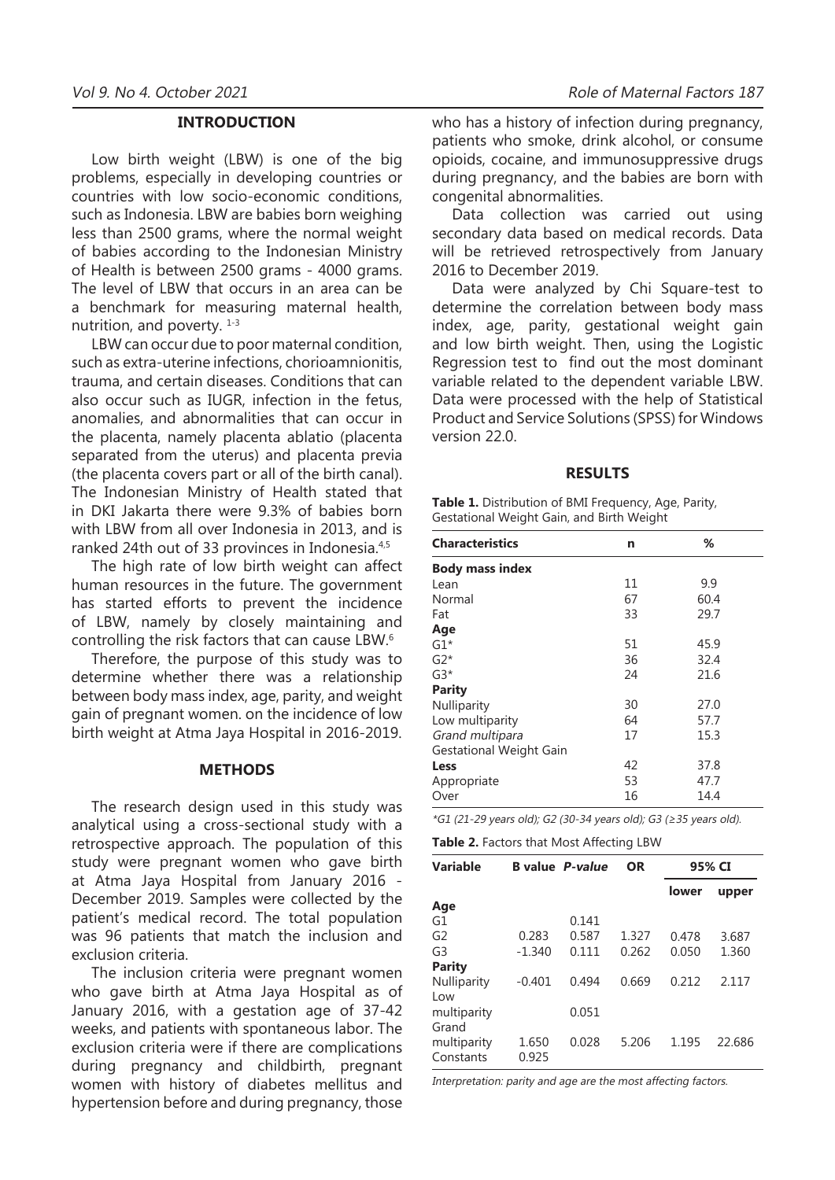## INTRODUCTION

Low birth weight (LBW) is one of the big problems, especially in developing countries or countries with low socio-economic conditions, such as Indonesia. LBW are babies born weighing less than 2500 grams, where the normal weight of babies according to the Indonesian Ministry of Health is between 2500 grams - 4000 grams. The level of LBW that occurs in an area can be a benchmark for measuring maternal health, nutrition, and poverty. [1-3]

LBW can occur due to poor maternal condition, such as extra-uterine infections, chorioamnionitis, trauma, and certain diseases. Conditions that can also occur such as IUGR, infection in the fetus, anomalies, and abnormalities that can occur in the placenta, namely placenta ablatio (placenta separated from the uterus) and placenta previa (the placenta covers part or all of the birth canal). The Indonesian Ministry of Health stated that in DKI Jakarta there were 9.3% of babies born with LBW from all over Indonesia in 2013, and is ranked 24th out of 33 provinces in Indonesia.[4,5]

The high rate of low birth weight can affect human resources in the future. The government has started efforts to prevent the incidence of LBW, namely by closely maintaining and controlling the risk factors that can cause LBW.[6]

Therefore, the purpose of this study was to determine whether there was a relationship between body mass index, age, parity, and weight gain of pregnant women. on the incidence of low birth weight at Atma Jaya Hospital in 2016-2019.

## METHODS

The research design used in this study was analytical using a cross-sectional study with a retrospective approach. The population of this study were pregnant women who gave birth at Atma Jaya Hospital from January 2016 - December 2019. Samples were collected by the patient's medical record. The total population was 96 patients that match the inclusion and exclusion criteria.

The inclusion criteria were pregnant women who gave birth at Atma Jaya Hospital as of January 2016, with a gestation age of 37-42 weeks, and patients with spontaneous labor. The exclusion criteria were if there are complications during pregnancy and childbirth, pregnant women with history of diabetes mellitus and hypertension before and during pregnancy, those who has a history of infection during pregnancy, patients who smoke, drink alcohol, or consume opioids, cocaine, and immunosuppressive drugs during pregnancy, and the babies are born with congenital abnormalities.

Data collection was carried out using secondary data based on medical records. Data will be retrieved retrospectively from January 2016 to December 2019.

Data were analyzed by Chi Square-test to determine the correlation between body mass index, age, parity, gestational weight gain and low birth weight. Then, using the Logistic Regression test to find out the most dominant variable related to the dependent variable LBW. Data were processed with the help of Statistical Product and Service Solutions (SPSS) for Windows version 22.0.

## RESULTS

**Table 1.** Distribution of BMI Frequency, Age, Parity, Gestational Weight Gain, and Birth Weight

| Characteristics | n | % |
|---|---|---|
| **Body mass index** | | |
| Lean | 11 | 9.9 |
| Normal | 67 | 60.4 |
| Fat | 33 | 29.7 |
| **Age** | | |
| G1* | 51 | 45.9 |
| G2* | 36 | 32.4 |
| G3* | 24 | 21.6 |
| **Parity** | | |
| Nulliparity | 30 | 27.0 |
| Low multiparity | 64 | 57.7 |
| *Grand multipara* | 17 | 15.3 |
| Gestational Weight Gain | | |
| **Less** | 42 | 37.8 |
| Appropriate | 53 | 47.7 |
| Over | 16 | 14.4 |

*\*G1 (21-29 years old); G2 (30-34 years old); G3 (≥35 years old).*

**Table 2.** Factors that Most Affecting LBW

| Variable | B value | *P-value* | OR | 95% CI | |
|---|---|---|---|---|---|
| | | | | lower | upper |
| **Age** | | | | | |
| G1 | | 0.141 | | | |
| G2 | 0.283 | 0.587 | 1.327 | 0.478 | 3.687 |
| G3 | -1.340 | 0.111 | 0.262 | 0.050 | 1.360 |
| **Parity** | | | | | |
| Nulliparity | -0.401 | 0.494 | 0.669 | 0.212 | 2.117 |
| Low multiparity | | 0.051 | | | |
| Grand multiparity | 1.650 | 0.028 | 5.206 | 1.195 | 22.686 |
| Constants | 0.925 | | | | |

*Interpretation: parity and age are the most affecting factors.*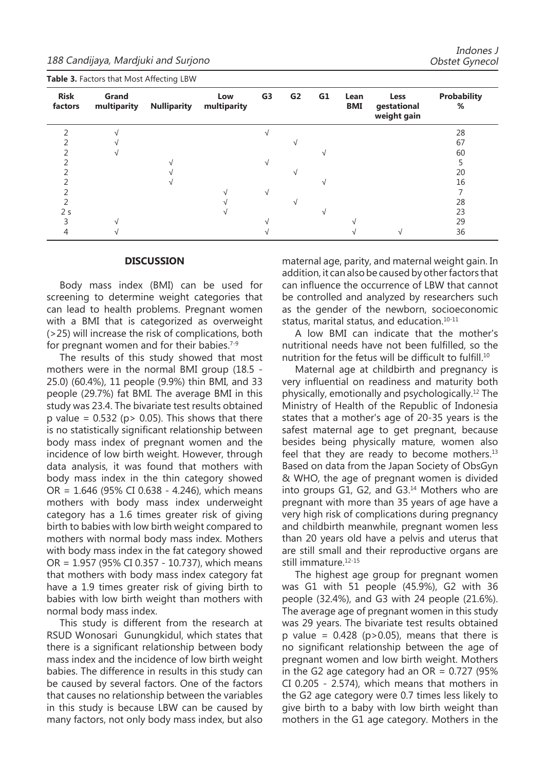**Table 3.** Factors that Most Affecting LBW

| Risk factors | Grand multiparity | Nulliparity | Low multiparity | G3 | G2 | G1 | Lean BMI | Less gestational weight gain | Probability % |
|---|---|---|---|---|---|---|---|---|---|
| 2 | √ | | | √ | | | | | 28 |
| 2 | √ | | | | √ | | | | 67 |
| 2 | √ | | | | | √ | | | 60 |
| 2 | | √ | | √ | | | | | 5 |
| 2 | | √ | | | √ | | | | 20 |
| 2 | | √ | | | | √ | | | 16 |
| 2 | | | √ | √ | | | | | 7 |
| 2 | | | √ | | √ | | | | 28 |
| 2 s | | | √ | | | √ | | | 23 |
| 3 | √ | | | √ | | | √ | | 29 |
| 4 | √ | | | √ | | | √ | √ | 36 |

## DISCUSSION

Body mass index (BMI) can be used for screening to determine weight categories that can lead to health problems. Pregnant women with a BMI that is categorized as overweight (>25) will increase the risk of complications, both for pregnant women and for their babies.[7-9]

The results of this study showed that most mothers were in the normal BMI group (18.5 - 25.0) (60.4%), 11 people (9.9%) thin BMI, and 33 people (29.7%) fat BMI. The average BMI in this study was 23.4. The bivariate test results obtained p value = 0.532 (p> 0.05). This shows that there is no statistically significant relationship between body mass index of pregnant women and the incidence of low birth weight. However, through data analysis, it was found that mothers with body mass index in the thin category showed OR = 1.646 (95% CI 0.638 - 4.246), which means mothers with body mass index underweight category has a 1.6 times greater risk of giving birth to babies with low birth weight compared to mothers with normal body mass index. Mothers with body mass index in the fat category showed OR = 1.957 (95% CI 0.357 - 10.737), which means that mothers with body mass index category fat have a 1.9 times greater risk of giving birth to babies with low birth weight than mothers with normal body mass index.

This study is different from the research at RSUD Wonosari Gunungkidul, which states that there is a significant relationship between body mass index and the incidence of low birth weight babies. The difference in results in this study can be caused by several factors. One of the factors that causes no relationship between the variables in this study is because LBW can be caused by many factors, not only body mass index, but also maternal age, parity, and maternal weight gain. In addition, it can also be caused by other factors that can influence the occurrence of LBW that cannot be controlled and analyzed by researchers such as the gender of the newborn, socioeconomic status, marital status, and education.[10-11]

A low BMI can indicate that the mother's nutritional needs have not been fulfilled, so the nutrition for the fetus will be difficult to fulfill.[10]

Maternal age at childbirth and pregnancy is very influential on readiness and maturity both physically, emotionally and psychologically.[12] The Ministry of Health of the Republic of Indonesia states that a mother's age of 20-35 years is the safest maternal age to get pregnant, because besides being physically mature, women also feel that they are ready to become mothers.[13] Based on data from the Japan Society of ObsGyn & WHO, the age of pregnant women is divided into groups G1, G2, and G3.[14] Mothers who are pregnant with more than 35 years of age have a very high risk of complications during pregnancy and childbirth meanwhile, pregnant women less than 20 years old have a pelvis and uterus that are still small and their reproductive organs are still immature.[12-15]

The highest age group for pregnant women was G1 with 51 people (45.9%), G2 with 36 people (32.4%), and G3 with 24 people (21.6%). The average age of pregnant women in this study was 29 years. The bivariate test results obtained p value = 0.428 (p>0.05), means that there is no significant relationship between the age of pregnant women and low birth weight. Mothers in the G2 age category had an OR = 0.727 (95% CI 0.205 - 2.574), which means that mothers in the G2 age category were 0.7 times less likely to give birth to a baby with low birth weight than mothers in the G1 age category. Mothers in the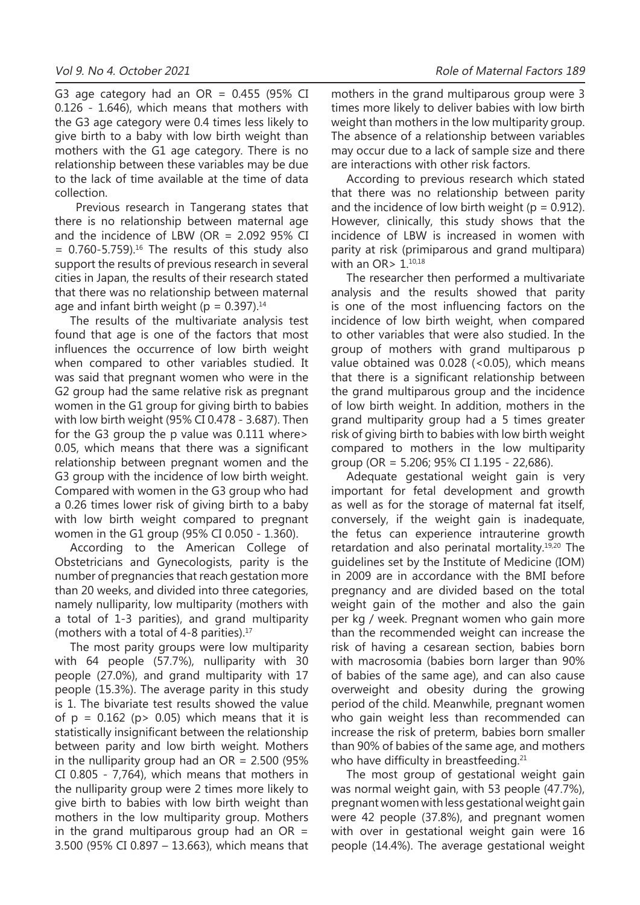G3 age category had an OR = 0.455 (95% CI 0.126 - 1.646), which means that mothers with the G3 age category were 0.4 times less likely to give birth to a baby with low birth weight than mothers with the G1 age category. There is no relationship between these variables may be due to the lack of time available at the time of data collection.

Previous research in Tangerang states that there is no relationship between maternal age and the incidence of LBW (OR = 2.092 95% CI = 0.760-5.759).[16] The results of this study also support the results of previous research in several cities in Japan, the results of their research stated that there was no relationship between maternal age and infant birth weight (p = 0.397).[14]

The results of the multivariate analysis test found that age is one of the factors that most influences the occurrence of low birth weight when compared to other variables studied. It was said that pregnant women who were in the G2 group had the same relative risk as pregnant women in the G1 group for giving birth to babies with low birth weight (95% CI 0.478 - 3.687). Then for the G3 group the p value was 0.111 where> 0.05, which means that there was a significant relationship between pregnant women and the G3 group with the incidence of low birth weight. Compared with women in the G3 group who had a 0.26 times lower risk of giving birth to a baby with low birth weight compared to pregnant women in the G1 group (95% CI 0.050 - 1.360).

According to the American College of Obstetricians and Gynecologists, parity is the number of pregnancies that reach gestation more than 20 weeks, and divided into three categories, namely nulliparity, low multiparity (mothers with a total of 1-3 parities), and grand multiparity (mothers with a total of 4-8 parities).[17]

The most parity groups were low multiparity with 64 people (57.7%), nulliparity with 30 people (27.0%), and grand multiparity with 17 people (15.3%). The average parity in this study is 1. The bivariate test results showed the value of p = 0.162 (p> 0.05) which means that it is statistically insignificant between the relationship between parity and low birth weight. Mothers in the nulliparity group had an OR = 2.500 (95% CI 0.805 - 7,764), which means that mothers in the nulliparity group were 2 times more likely to give birth to babies with low birth weight than mothers in the low multiparity group. Mothers in the grand multiparous group had an OR = 3.500 (95% CI 0.897 – 13.663), which means that mothers in the grand multiparous group were 3 times more likely to deliver babies with low birth weight than mothers in the low multiparity group. The absence of a relationship between variables may occur due to a lack of sample size and there are interactions with other risk factors.

According to previous research which stated that there was no relationship between parity and the incidence of low birth weight (p = 0.912). However, clinically, this study shows that the incidence of LBW is increased in women with parity at risk (primiparous and grand multipara) with an OR> 1.[10,18]

The researcher then performed a multivariate analysis and the results showed that parity is one of the most influencing factors on the incidence of low birth weight, when compared to other variables that were also studied. In the group of mothers with grand multiparous p value obtained was 0.028 (<0.05), which means that there is a significant relationship between the grand multiparous group and the incidence of low birth weight. In addition, mothers in the grand multiparity group had a 5 times greater risk of giving birth to babies with low birth weight compared to mothers in the low multiparity group (OR = 5.206; 95% CI 1.195 - 22,686).

Adequate gestational weight gain is very important for fetal development and growth as well as for the storage of maternal fat itself, conversely, if the weight gain is inadequate, the fetus can experience intrauterine growth retardation and also perinatal mortality.[19,20] The guidelines set by the Institute of Medicine (IOM) in 2009 are in accordance with the BMI before pregnancy and are divided based on the total weight gain of the mother and also the gain per kg / week. Pregnant women who gain more than the recommended weight can increase the risk of having a cesarean section, babies born with macrosomia (babies born larger than 90% of babies of the same age), and can also cause overweight and obesity during the growing period of the child. Meanwhile, pregnant women who gain weight less than recommended can increase the risk of preterm, babies born smaller than 90% of babies of the same age, and mothers who have difficulty in breastfeeding.[21]

The most group of gestational weight gain was normal weight gain, with 53 people (47.7%), pregnant women with less gestational weight gain were 42 people (37.8%), and pregnant women with over in gestational weight gain were 16 people (14.4%). The average gestational weight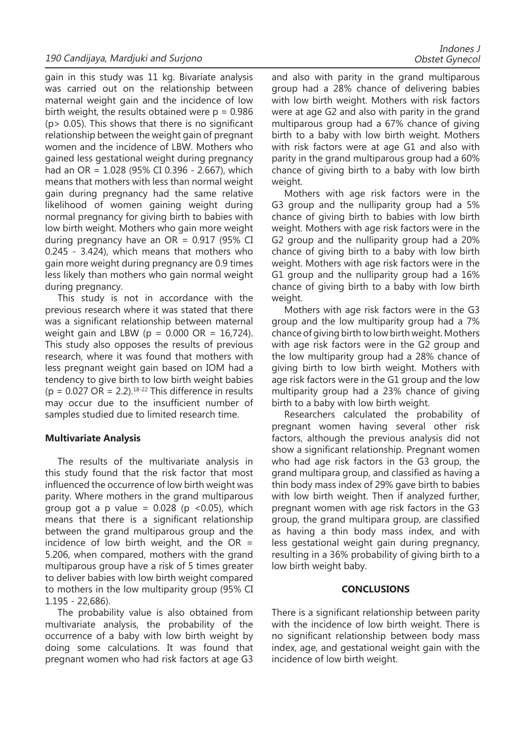gain in this study was 11 kg. Bivariate analysis was carried out on the relationship between maternal weight gain and the incidence of low birth weight, the results obtained were $p = 0.986$ ($p > 0.05$). This shows that there is no significant relationship between the weight gain of pregnant women and the incidence of LBW. Mothers who gained less gestational weight during pregnancy had an OR = 1.028 (95% CI 0.396 - 2.667), which means that mothers with less than normal weight gain during pregnancy had the same relative likelihood of women gaining weight during normal pregnancy for giving birth to babies with low birth weight. Mothers who gain more weight during pregnancy have an OR = 0.917 (95% CI 0.245 - 3.424), which means that mothers who gain more weight during pregnancy are 0.9 times less likely than mothers who gain normal weight during pregnancy.

This study is not in accordance with the previous research where it was stated that there was a significant relationship between maternal weight gain and LBW ($p = 0.000$ OR = 16,724). This study also opposes the results of previous research, where it was found that mothers with less pregnant weight gain based on IOM had a tendency to give birth to low birth weight babies ($p = 0.027$ OR = 2.2).[18-22] This difference in results may occur due to the insufficient number of samples studied due to limited research time.

## Multivariate Analysis

The results of the multivariate analysis in this study found that the risk factor that most influenced the occurrence of low birth weight was parity. Where mothers in the grand multiparous group got a p value = 0.028 ($p < 0.05$), which means that there is a significant relationship between the grand multiparous group and the incidence of low birth weight, and the OR = 5.206, when compared, mothers with the grand multiparous group have a risk of 5 times greater to deliver babies with low birth weight compared to mothers in the low multiparity group (95% CI 1.195 - 22,686).

The probability value is also obtained from multivariate analysis, the probability of the occurrence of a baby with low birth weight by doing some calculations. It was found that pregnant women who had risk factors at age G3 and also with parity in the grand multiparous group had a 28% chance of delivering babies with low birth weight. Mothers with risk factors were at age G2 and also with parity in the grand multiparous group had a 67% chance of giving birth to a baby with low birth weight. Mothers with risk factors were at age G1 and also with parity in the grand multiparous group had a 60% chance of giving birth to a baby with low birth weight.

Mothers with age risk factors were in the G3 group and the nulliparity group had a 5% chance of giving birth to babies with low birth weight. Mothers with age risk factors were in the G2 group and the nulliparity group had a 20% chance of giving birth to a baby with low birth weight. Mothers with age risk factors were in the G1 group and the nulliparity group had a 16% chance of giving birth to a baby with low birth weight.

Mothers with age risk factors were in the G3 group and the low multiparity group had a 7% chance of giving birth to low birth weight. Mothers with age risk factors were in the G2 group and the low multiparity group had a 28% chance of giving birth to low birth weight. Mothers with age risk factors were in the G1 group and the low multiparity group had a 23% chance of giving birth to a baby with low birth weight.

Researchers calculated the probability of pregnant women having several other risk factors, although the previous analysis did not show a significant relationship. Pregnant women who had age risk factors in the G3 group, the grand multipara group, and classified as having a thin body mass index of 29% gave birth to babies with low birth weight. Then if analyzed further, pregnant women with age risk factors in the G3 group, the grand multipara group, are classified as having a thin body mass index, and with less gestational weight gain during pregnancy, resulting in a 36% probability of giving birth to a low birth weight baby.

## CONCLUSIONS

There is a significant relationship between parity with the incidence of low birth weight. There is no significant relationship between body mass index, age, and gestational weight gain with the incidence of low birth weight.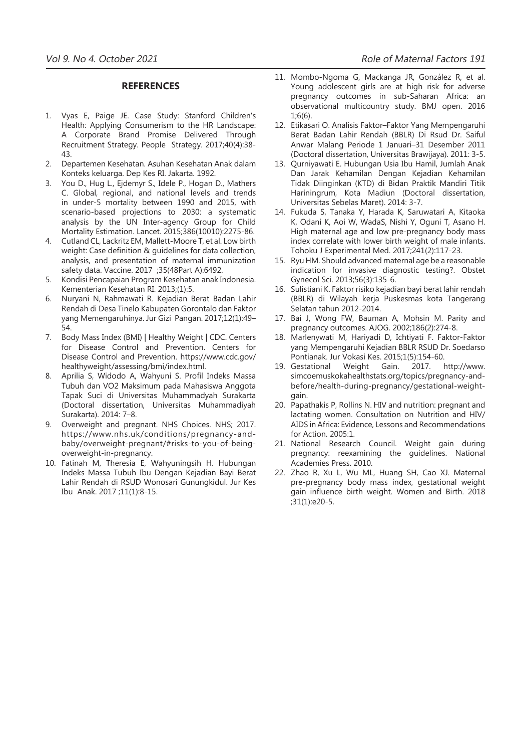## REFERENCES

1. Vyas E, Paige JE. Case Study: Stanford Children's Health: Applying Consumerism to the HR Landscape: A Corporate Brand Promise Delivered Through Recruitment Strategy. People Strategy. 2017;40(4):38-43.
2. Departemen Kesehatan. Asuhan Kesehatan Anak dalam Konteks keluarga. Dep Kes RI. Jakarta. 1992.
3. You D., Hug L., Ejdemyr S., Idele P., Hogan D., Mathers C. Global, regional, and national levels and trends in under-5 mortality between 1990 and 2015, with scenario-based projections to 2030: a systematic analysis by the UN Inter-agency Group for Child Mortality Estimation. Lancet. 2015;386(10010):2275-86.
4. Cutland CL, Lackritz EM, Mallett-Moore T, et al. Low birth weight: Case definition & guidelines for data collection, analysis, and presentation of maternal immunization safety data. Vaccine. 2017 ;35(48Part A):6492.
5. Kondisi Pencapaian Program Kesehatan anak Indonesia. Kementerian Kesehatan RI. 2013;(1):5.
6. Nuryani N, Rahmawati R. Kejadian Berat Badan Lahir Rendah di Desa Tinelo Kabupaten Gorontalo dan Faktor yang Memengaruhinya. Jur Gizi Pangan. 2017;12(1):49–54.
7. Body Mass Index (BMI) | Healthy Weight | CDC. Centers for Disease Control and Prevention. Centers for Disease Control and Prevention. https://www.cdc.gov/healthyweight/assessing/bmi/index.html.
8. Aprilia S, Widodo A, Wahyuni S. Profil Indeks Massa Tubuh dan VO2 Maksimum pada Mahasiswa Anggota Tapak Suci di Universitas Muhammadyah Surakarta (Doctoral dissertation, Universitas Muhammadiyah Surakarta). 2014: 7–8.
9. Overweight and pregnant. NHS Choices. NHS; 2017. https://www.nhs.uk/conditions/pregnancy-and-baby/overweight-pregnant/#risks-to-you-of-being-overweight-in-pregnancy.
10. Fatinah M, Theresia E, Wahyuningsih H. Hubungan Indeks Massa Tubuh Ibu Dengan Kejadian Bayi Berat Lahir Rendah di RSUD Wonosari Gunungkidul. Jur Kes Ibu Anak. 2017 ;11(1):8-15.
11. Mombo-Ngoma G, Mackanga JR, González R, et al. Young adolescent girls are at high risk for adverse pregnancy outcomes in sub-Saharan Africa: an observational multicountry study. BMJ open. 2016 1;6(6).
12. Etikasari O. Analisis Faktor–Faktor Yang Mempengaruhi Berat Badan Lahir Rendah (BBLR) Di Rsud Dr. Saiful Anwar Malang Periode 1 Januari–31 Desember 2011 (Doctoral dissertation, Universitas Brawijaya). 2011: 3-5.
13. Qurniyawati E. Hubungan Usia Ibu Hamil, Jumlah Anak Dan Jarak Kehamilan Dengan Kejadian Kehamilan Tidak Diinginkan (KTD) di Bidan Praktik Mandiri Titik Hariningrum, Kota Madiun (Doctoral dissertation, Universitas Sebelas Maret). 2014: 3-7.
14. Fukuda S, Tanaka Y, Harada K, Saruwatari A, Kitaoka K, Odani K, Aoi W, WadaS, Nishi Y, Oguni T, Asano H. High maternal age and low pre-pregnancy body mass index correlate with lower birth weight of male infants. Tohoku J Experimental Med. 2017;241(2):117-23.
15. Ryu HM. Should advanced maternal age be a reasonable indication for invasive diagnostic testing?. Obstet Gynecol Sci. 2013;56(3):135-6.
16. Sulistiani K. Faktor risiko kejadian bayi berat lahir rendah (BBLR) di Wilayah kerja Puskesmas kota Tangerang Selatan tahun 2012-2014.
17. Bai J, Wong FW, Bauman A, Mohsin M. Parity and pregnancy outcomes. AJOG. 2002;186(2):274-8.
18. Marlenywati M, Hariyadi D, Ichtiyati F. Faktor-Faktor yang Mempengaruhi Kejadian BBLR RSUD Dr. Soedarso Pontianak. Jur Vokasi Kes. 2015;1(5):154-60.
19. Gestational Weight Gain. 2017. http://www.simcoemuskokahealthstats.org/topics/pregnancy-and-before/health-during-pregnancy/gestational-weight-gain.
20. Papathakis P, Rollins N. HIV and nutrition: pregnant and lactating women. Consultation on Nutrition and HIV/AIDS in Africa: Evidence, Lessons and Recommendations for Action. 2005:1.
21. National Research Council. Weight gain during pregnancy: reexamining the guidelines. National Academies Press. 2010.
22. Zhao R, Xu L, Wu ML, Huang SH, Cao XJ. Maternal pre-pregnancy body mass index, gestational weight gain influence birth weight. Women and Birth. 2018 ;31(1):e20-5.